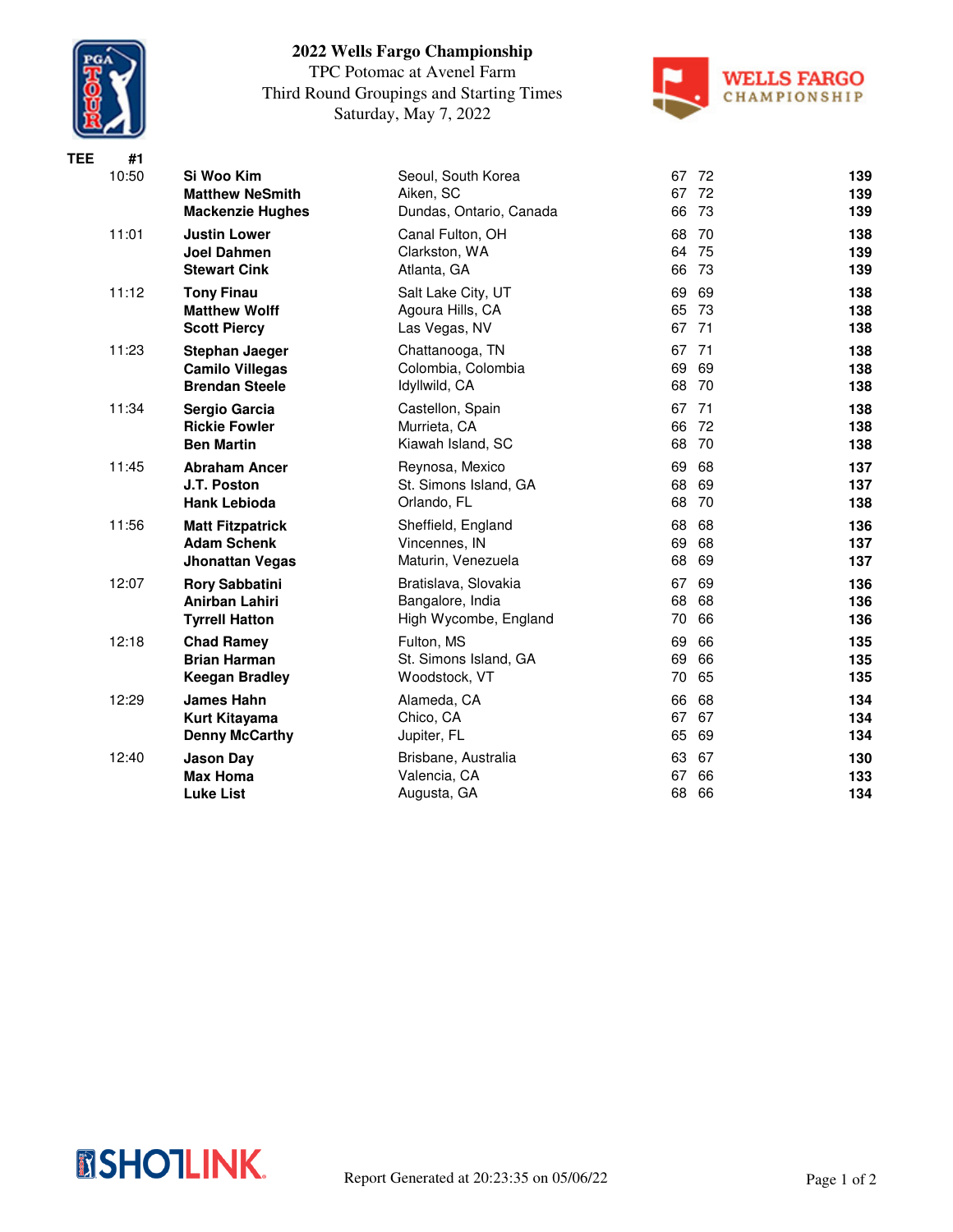# 2022 Wells Fargo Championship

TPC Potomac at Avenel Farm

Third Round Groupings and Starting Times

Saturday, May 7, 2022

**TEE #1**

| Time | Player | Hometown | R1 | R2 | Total |
|---|---|---|---|---|---|
| 10:50 | **Si Woo Kim** | Seoul, South Korea | 67 | 72 | **139** |
| | **Matthew NeSmith** | Aiken, SC | 67 | 72 | **139** |
| | **Mackenzie Hughes** | Dundas, Ontario, Canada | 66 | 73 | **139** |
| 11:01 | **Justin Lower** | Canal Fulton, OH | 68 | 70 | **138** |
| | **Joel Dahmen** | Clarkston, WA | 64 | 75 | **139** |
| | **Stewart Cink** | Atlanta, GA | 66 | 73 | **139** |
| 11:12 | **Tony Finau** | Salt Lake City, UT | 69 | 69 | **138** |
| | **Matthew Wolff** | Agoura Hills, CA | 65 | 73 | **138** |
| | **Scott Piercy** | Las Vegas, NV | 67 | 71 | **138** |
| 11:23 | **Stephan Jaeger** | Chattanooga, TN | 67 | 71 | **138** |
| | **Camilo Villegas** | Colombia, Colombia | 69 | 69 | **138** |
| | **Brendan Steele** | Idyllwild, CA | 68 | 70 | **138** |
| 11:34 | **Sergio Garcia** | Castellon, Spain | 67 | 71 | **138** |
| | **Rickie Fowler** | Murrieta, CA | 66 | 72 | **138** |
| | **Ben Martin** | Kiawah Island, SC | 68 | 70 | **138** |
| 11:45 | **Abraham Ancer** | Reynosa, Mexico | 69 | 68 | **137** |
| | **J.T. Poston** | St. Simons Island, GA | 68 | 69 | **137** |
| | **Hank Lebioda** | Orlando, FL | 68 | 70 | **138** |
| 11:56 | **Matt Fitzpatrick** | Sheffield, England | 68 | 68 | **136** |
| | **Adam Schenk** | Vincennes, IN | 69 | 68 | **137** |
| | **Jhonattan Vegas** | Maturin, Venezuela | 68 | 69 | **137** |
| 12:07 | **Rory Sabbatini** | Bratislava, Slovakia | 67 | 69 | **136** |
| | **Anirban Lahiri** | Bangalore, India | 68 | 68 | **136** |
| | **Tyrrell Hatton** | High Wycombe, England | 70 | 66 | **136** |
| 12:18 | **Chad Ramey** | Fulton, MS | 69 | 66 | **135** |
| | **Brian Harman** | St. Simons Island, GA | 69 | 66 | **135** |
| | **Keegan Bradley** | Woodstock, VT | 70 | 65 | **135** |
| 12:29 | **James Hahn** | Alameda, CA | 66 | 68 | **134** |
| | **Kurt Kitayama** | Chico, CA | 67 | 67 | **134** |
| | **Denny McCarthy** | Jupiter, FL | 65 | 69 | **134** |
| 12:40 | **Jason Day** | Brisbane, Australia | 63 | 67 | **130** |
| | **Max Homa** | Valencia, CA | 67 | 66 | **133** |
| | **Luke List** | Augusta, GA | 68 | 66 | **134** |

Report Generated at 20:23:35 on 05/06/22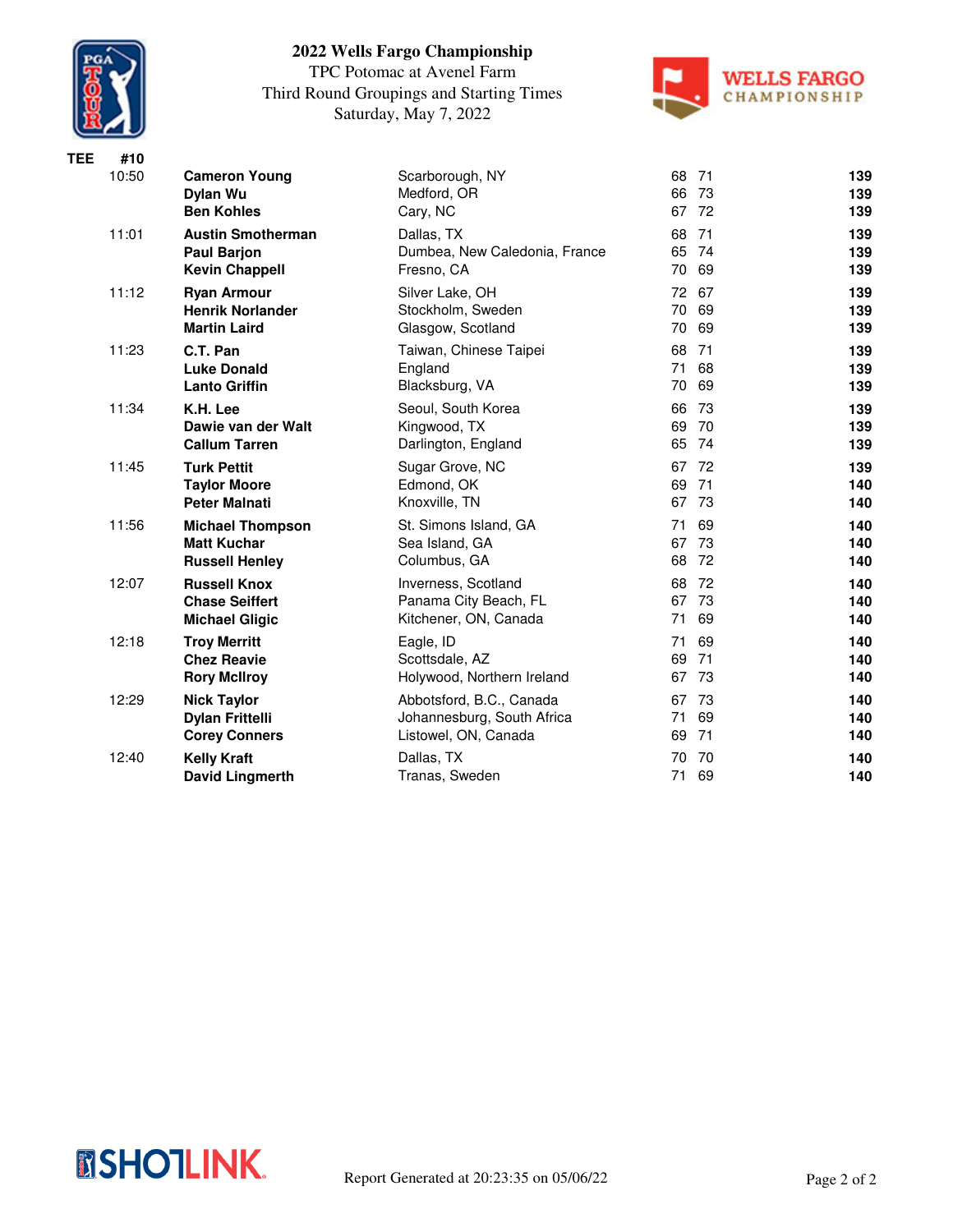# 2022 Wells Fargo Championship

TPC Potomac at Avenel Farm

Third Round Groupings and Starting Times

Saturday, May 7, 2022

| TEE #10 | Player | Hometown | R1 | R2 | Total |
|---|---|---|---|---|---|
| 10:50 | **Cameron Young** | Scarborough, NY | 68 | 71 | **139** |
| | **Dylan Wu** | Medford, OR | 66 | 73 | **139** |
| | **Ben Kohles** | Cary, NC | 67 | 72 | **139** |
| 11:01 | **Austin Smotherman** | Dallas, TX | 68 | 71 | **139** |
| | **Paul Barjon** | Dumbea, New Caledonia, France | 65 | 74 | **139** |
| | **Kevin Chappell** | Fresno, CA | 70 | 69 | **139** |
| 11:12 | **Ryan Armour** | Silver Lake, OH | 72 | 67 | **139** |
| | **Henrik Norlander** | Stockholm, Sweden | 70 | 69 | **139** |
| | **Martin Laird** | Glasgow, Scotland | 70 | 69 | **139** |
| 11:23 | **C.T. Pan** | Taiwan, Chinese Taipei | 68 | 71 | **139** |
| | **Luke Donald** | England | 71 | 68 | **139** |
| | **Lanto Griffin** | Blacksburg, VA | 70 | 69 | **139** |
| 11:34 | **K.H. Lee** | Seoul, South Korea | 66 | 73 | **139** |
| | **Dawie van der Walt** | Kingwood, TX | 69 | 70 | **139** |
| | **Callum Tarren** | Darlington, England | 65 | 74 | **139** |
| 11:45 | **Turk Pettit** | Sugar Grove, NC | 67 | 72 | **139** |
| | **Taylor Moore** | Edmond, OK | 69 | 71 | **140** |
| | **Peter Malnati** | Knoxville, TN | 67 | 73 | **140** |
| 11:56 | **Michael Thompson** | St. Simons Island, GA | 71 | 69 | **140** |
| | **Matt Kuchar** | Sea Island, GA | 67 | 73 | **140** |
| | **Russell Henley** | Columbus, GA | 68 | 72 | **140** |
| 12:07 | **Russell Knox** | Inverness, Scotland | 68 | 72 | **140** |
| | **Chase Seiffert** | Panama City Beach, FL | 67 | 73 | **140** |
| | **Michael Gligic** | Kitchener, ON, Canada | 71 | 69 | **140** |
| 12:18 | **Troy Merritt** | Eagle, ID | 71 | 69 | **140** |
| | **Chez Reavie** | Scottsdale, AZ | 69 | 71 | **140** |
| | **Rory McIlroy** | Holywood, Northern Ireland | 67 | 73 | **140** |
| 12:29 | **Nick Taylor** | Abbotsford, B.C., Canada | 67 | 73 | **140** |
| | **Dylan Frittelli** | Johannesburg, South Africa | 71 | 69 | **140** |
| | **Corey Conners** | Listowel, ON, Canada | 69 | 71 | **140** |
| 12:40 | **Kelly Kraft** | Dallas, TX | 70 | 70 | **140** |
| | **David Lingmerth** | Tranas, Sweden | 71 | 69 | **140** |

Report Generated at 20:23:35 on 05/06/22